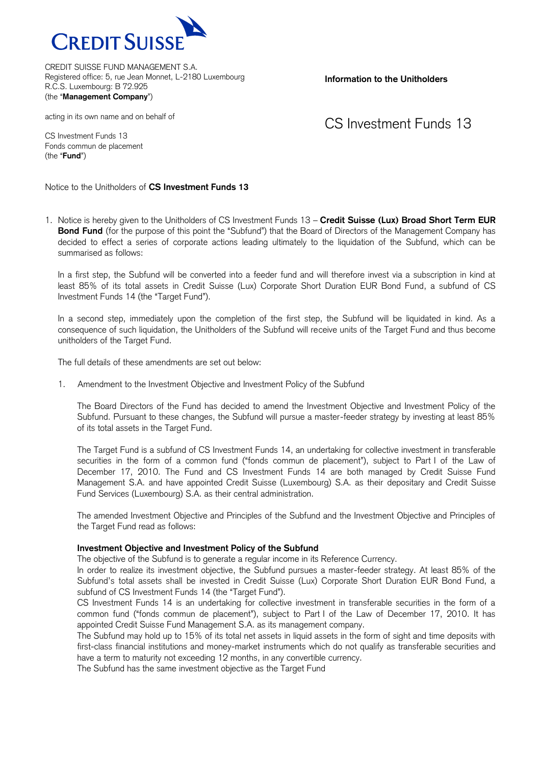CREDIT SUISSE

CREDIT SUISSE FUND MANAGEMENT S.A.
Registered office: 5, rue Jean Monnet, L-2180 Luxembourg
R.C.S. Luxembourg: B 72.925
(the "**Management Company**")

acting in its own name and on behalf of

CS Investment Funds 13
Fonds commun de placement
(the "**Fund**")

**Information to the Unitholders**

# CS Investment Funds 13

Notice to the Unitholders of **CS Investment Funds 13**

1. Notice is hereby given to the Unitholders of CS Investment Funds 13 – **Credit Suisse (Lux) Broad Short Term EUR Bond Fund** (for the purpose of this point the "Subfund") that the Board of Directors of the Management Company has decided to effect a series of corporate actions leading ultimately to the liquidation of the Subfund, which can be summarised as follows:

   In a first step, the Subfund will be converted into a feeder fund and will therefore invest via a subscription in kind at least 85% of its total assets in Credit Suisse (Lux) Corporate Short Duration EUR Bond Fund, a subfund of CS Investment Funds 14 (the "Target Fund").

   In a second step, immediately upon the completion of the first step, the Subfund will be liquidated in kind. As a consequence of such liquidation, the Unitholders of the Subfund will receive units of the Target Fund and thus become unitholders of the Target Fund.

   The full details of these amendments are set out below:

   1. Amendment to the Investment Objective and Investment Policy of the Subfund

      The Board Directors of the Fund has decided to amend the Investment Objective and Investment Policy of the Subfund. Pursuant to these changes, the Subfund will pursue a master-feeder strategy by investing at least 85% of its total assets in the Target Fund.

      The Target Fund is a subfund of CS Investment Funds 14, an undertaking for collective investment in transferable securities in the form of a common fund ("fonds commun de placement"), subject to Part I of the Law of December 17, 2010. The Fund and CS Investment Funds 14 are both managed by Credit Suisse Fund Management S.A. and have appointed Credit Suisse (Luxembourg) S.A. as their depositary and Credit Suisse Fund Services (Luxembourg) S.A. as their central administration.

      The amended Investment Objective and Principles of the Subfund and the Investment Objective and Principles of the Target Fund read as follows:

      **Investment Objective and Investment Policy of the Subfund**
      The objective of the Subfund is to generate a regular income in its Reference Currency.
      In order to realize its investment objective, the Subfund pursues a master-feeder strategy. At least 85% of the Subfund's total assets shall be invested in Credit Suisse (Lux) Corporate Short Duration EUR Bond Fund, a subfund of CS Investment Funds 14 (the "Target Fund").
      CS Investment Funds 14 is an undertaking for collective investment in transferable securities in the form of a common fund ("fonds commun de placement"), subject to Part I of the Law of December 17, 2010. It has appointed Credit Suisse Fund Management S.A. as its management company.
      The Subfund may hold up to 15% of its total net assets in liquid assets in the form of sight and time deposits with first-class financial institutions and money-market instruments which do not qualify as transferable securities and have a term to maturity not exceeding 12 months, in any convertible currency.
      The Subfund has the same investment objective as the Target Fund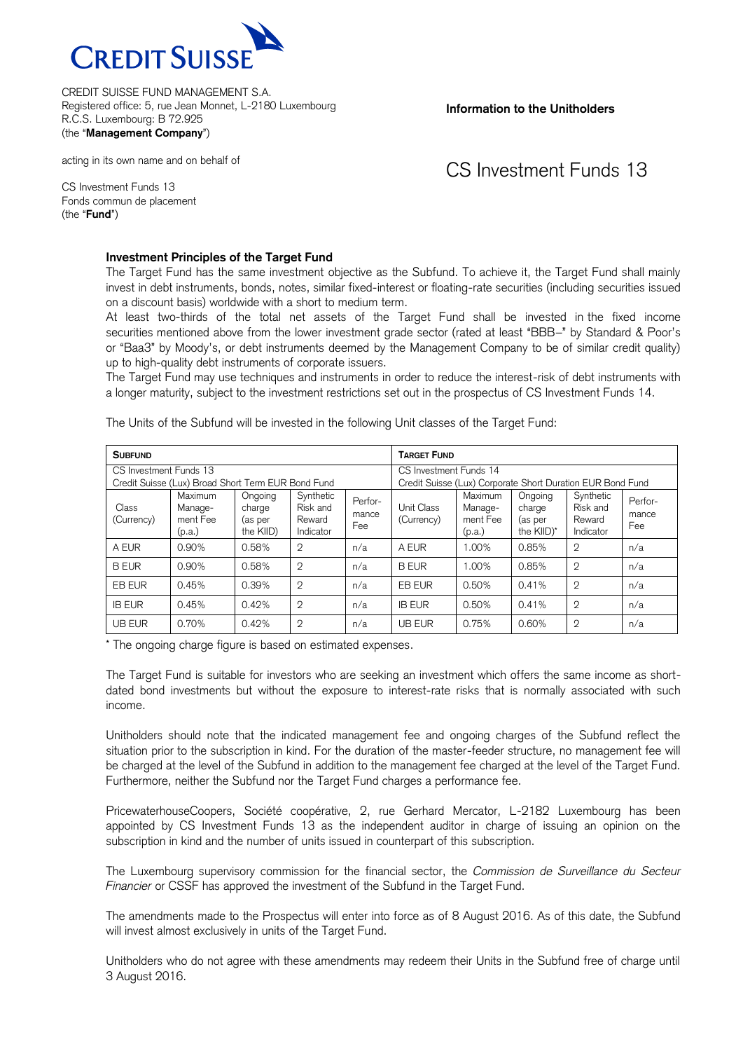CREDIT SUISSE FUND MANAGEMENT S.A.
Registered office: 5, rue Jean Monnet, L-2180 Luxembourg
R.C.S. Luxembourg: B 72.925
(the "**Management Company**")

acting in its own name and on behalf of

CS Investment Funds 13
Fonds commun de placement
(the "**Fund**")

**Information to the Unitholders**

# CS Investment Funds 13

### Investment Principles of the Target Fund

The Target Fund has the same investment objective as the Subfund. To achieve it, the Target Fund shall mainly invest in debt instruments, bonds, notes, similar fixed-interest or floating-rate securities (including securities issued on a discount basis) worldwide with a short to medium term.

At least two-thirds of the total net assets of the Target Fund shall be invested in the fixed income securities mentioned above from the lower investment grade sector (rated at least "BBB–" by Standard & Poor's or "Baa3" by Moody's, or debt instruments deemed by the Management Company to be of similar credit quality) up to high-quality debt instruments of corporate issuers.

The Target Fund may use techniques and instruments in order to reduce the interest-risk of debt instruments with a longer maturity, subject to the investment restrictions set out in the prospectus of CS Investment Funds 14.

The Units of the Subfund will be invested in the following Unit classes of the Target Fund:

| **SUBFUND** | | | | | **TARGET FUND** | | | | |
|---|---|---|---|---|---|---|---|---|---|
| CS Investment Funds 13<br>Credit Suisse (Lux) Broad Short Term EUR Bond Fund | | | | | CS Investment Funds 14<br>Credit Suisse (Lux) Corporate Short Duration EUR Bond Fund | | | | |
| Class (Currency) | Maximum Management Fee (p.a.) | Ongoing charge (as per the KIID) | Synthetic Risk and Reward Indicator | Performance Fee | Unit Class (Currency) | Maximum Management Fee (p.a.) | Ongoing charge (as per the KIID)* | Synthetic Risk and Reward Indicator | Performance Fee |
| A EUR | 0.90% | 0.58% | 2 | n/a | A EUR | 1.00% | 0.85% | 2 | n/a |
| B EUR | 0.90% | 0.58% | 2 | n/a | B EUR | 1.00% | 0.85% | 2 | n/a |
| EB EUR | 0.45% | 0.39% | 2 | n/a | EB EUR | 0.50% | 0.41% | 2 | n/a |
| IB EUR | 0.45% | 0.42% | 2 | n/a | IB EUR | 0.50% | 0.41% | 2 | n/a |
| UB EUR | 0.70% | 0.42% | 2 | n/a | UB EUR | 0.75% | 0.60% | 2 | n/a |

* The ongoing charge figure is based on estimated expenses.

The Target Fund is suitable for investors who are seeking an investment which offers the same income as short-dated bond investments but without the exposure to interest-rate risks that is normally associated with such income.

Unitholders should note that the indicated management fee and ongoing charges of the Subfund reflect the situation prior to the subscription in kind. For the duration of the master-feeder structure, no management fee will be charged at the level of the Subfund in addition to the management fee charged at the level of the Target Fund. Furthermore, neither the Subfund nor the Target Fund charges a performance fee.

PricewaterhouseCoopers, Société coopérative, 2, rue Gerhard Mercator, L-2182 Luxembourg has been appointed by CS Investment Funds 13 as the independent auditor in charge of issuing an opinion on the subscription in kind and the number of units issued in counterpart of this subscription.

The Luxembourg supervisory commission for the financial sector, the *Commission de Surveillance du Secteur Financier* or CSSF has approved the investment of the Subfund in the Target Fund.

The amendments made to the Prospectus will enter into force as of 8 August 2016. As of this date, the Subfund will invest almost exclusively in units of the Target Fund.

Unitholders who do not agree with these amendments may redeem their Units in the Subfund free of charge until 3 August 2016.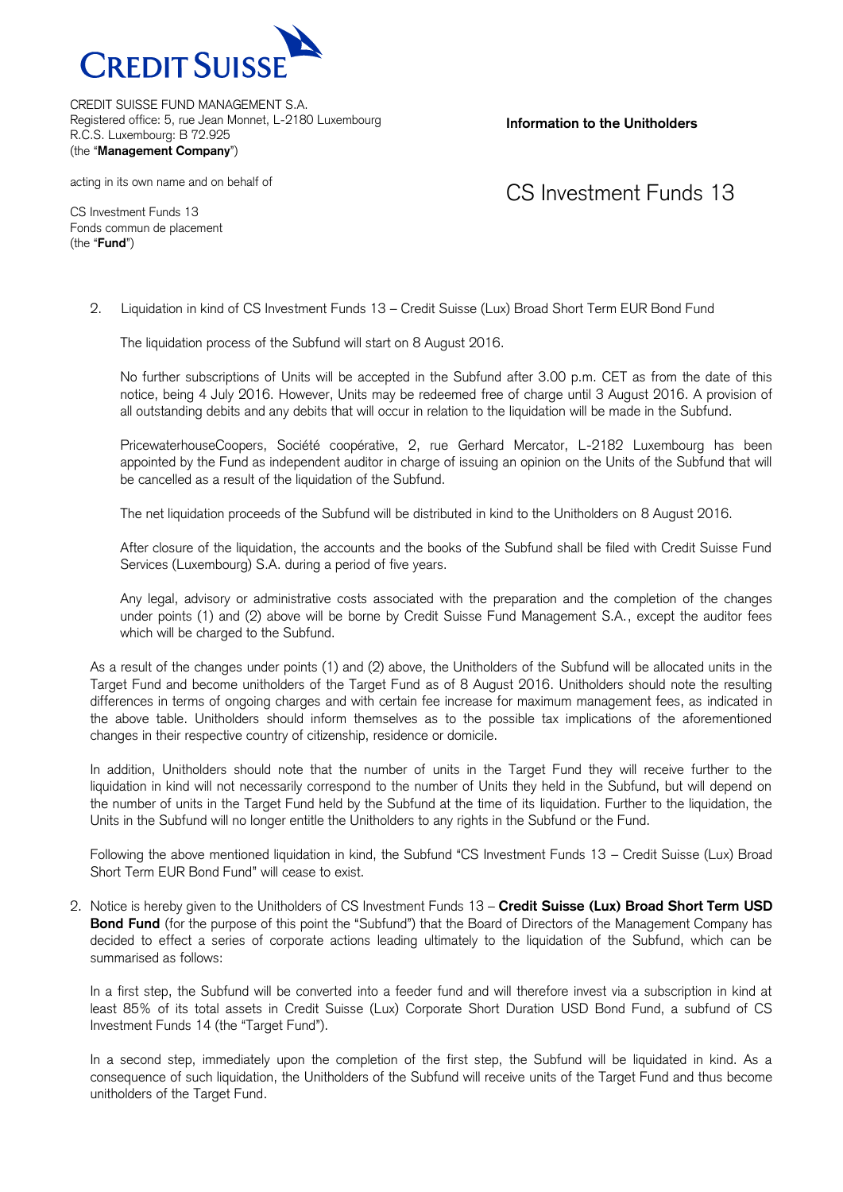CREDIT SUISSE

CREDIT SUISSE FUND MANAGEMENT S.A.
Registered office: 5, rue Jean Monnet, L-2180 Luxembourg
R.C.S. Luxembourg: B 72.925
(the "**Management Company**")

acting in its own name and on behalf of

CS Investment Funds 13
Fonds commun de placement
(the "**Fund**")

**Information to the Unitholders**

# CS Investment Funds 13

2. Liquidation in kind of CS Investment Funds 13 – Credit Suisse (Lux) Broad Short Term EUR Bond Fund

   The liquidation process of the Subfund will start on 8 August 2016.

   No further subscriptions of Units will be accepted in the Subfund after 3.00 p.m. CET as from the date of this notice, being 4 July 2016. However, Units may be redeemed free of charge until 3 August 2016. A provision of all outstanding debits and any debits that will occur in relation to the liquidation will be made in the Subfund.

   PricewaterhouseCoopers, Société coopérative, 2, rue Gerhard Mercator, L-2182 Luxembourg has been appointed by the Fund as independent auditor in charge of issuing an opinion on the Units of the Subfund that will be cancelled as a result of the liquidation of the Subfund.

   The net liquidation proceeds of the Subfund will be distributed in kind to the Unitholders on 8 August 2016.

   After closure of the liquidation, the accounts and the books of the Subfund shall be filed with Credit Suisse Fund Services (Luxembourg) S.A. during a period of five years.

   Any legal, advisory or administrative costs associated with the preparation and the completion of the changes under points (1) and (2) above will be borne by Credit Suisse Fund Management S.A., except the auditor fees which will be charged to the Subfund.

As a result of the changes under points (1) and (2) above, the Unitholders of the Subfund will be allocated units in the Target Fund and become unitholders of the Target Fund as of 8 August 2016. Unitholders should note the resulting differences in terms of ongoing charges and with certain fee increase for maximum management fees, as indicated in the above table. Unitholders should inform themselves as to the possible tax implications of the aforementioned changes in their respective country of citizenship, residence or domicile.

In addition, Unitholders should note that the number of units in the Target Fund they will receive further to the liquidation in kind will not necessarily correspond to the number of Units they held in the Subfund, but will depend on the number of units in the Target Fund held by the Subfund at the time of its liquidation. Further to the liquidation, the Units in the Subfund will no longer entitle the Unitholders to any rights in the Subfund or the Fund.

Following the above mentioned liquidation in kind, the Subfund "CS Investment Funds 13 – Credit Suisse (Lux) Broad Short Term EUR Bond Fund" will cease to exist.

2. Notice is hereby given to the Unitholders of CS Investment Funds 13 – **Credit Suisse (Lux) Broad Short Term USD Bond Fund** (for the purpose of this point the "Subfund") that the Board of Directors of the Management Company has decided to effect a series of corporate actions leading ultimately to the liquidation of the Subfund, which can be summarised as follows:

   In a first step, the Subfund will be converted into a feeder fund and will therefore invest via a subscription in kind at least 85% of its total assets in Credit Suisse (Lux) Corporate Short Duration USD Bond Fund, a subfund of CS Investment Funds 14 (the "Target Fund").

   In a second step, immediately upon the completion of the first step, the Subfund will be liquidated in kind. As a consequence of such liquidation, the Unitholders of the Subfund will receive units of the Target Fund and thus become unitholders of the Target Fund.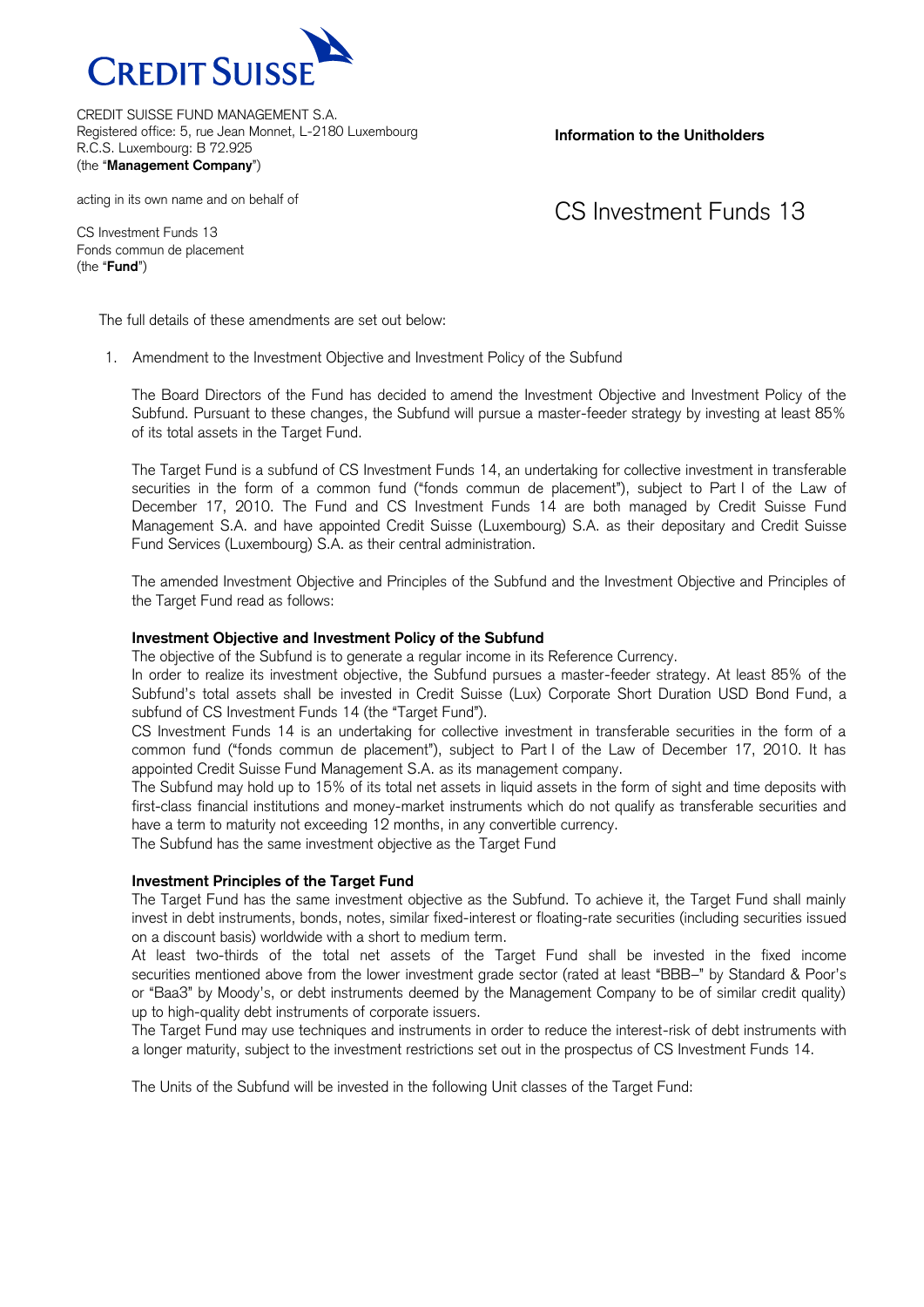CREDIT SUISSE

CREDIT SUISSE FUND MANAGEMENT S.A.
Registered office: 5, rue Jean Monnet, L-2180 Luxembourg
R.C.S. Luxembourg: B 72.925
(the "**Management Company**")

acting in its own name and on behalf of

CS Investment Funds 13
Fonds commun de placement
(the "**Fund**")

**Information to the Unitholders**

# CS Investment Funds 13

The full details of these amendments are set out below:

1. Amendment to the Investment Objective and Investment Policy of the Subfund

   The Board Directors of the Fund has decided to amend the Investment Objective and Investment Policy of the Subfund. Pursuant to these changes, the Subfund will pursue a master-feeder strategy by investing at least 85% of its total assets in the Target Fund.

   The Target Fund is a subfund of CS Investment Funds 14, an undertaking for collective investment in transferable securities in the form of a common fund ("fonds commun de placement"), subject to Part I of the Law of December 17, 2010. The Fund and CS Investment Funds 14 are both managed by Credit Suisse Fund Management S.A. and have appointed Credit Suisse (Luxembourg) S.A. as their depositary and Credit Suisse Fund Services (Luxembourg) S.A. as their central administration.

   The amended Investment Objective and Principles of the Subfund and the Investment Objective and Principles of the Target Fund read as follows:

   **Investment Objective and Investment Policy of the Subfund**
   The objective of the Subfund is to generate a regular income in its Reference Currency.
   In order to realize its investment objective, the Subfund pursues a master-feeder strategy. At least 85% of the Subfund's total assets shall be invested in Credit Suisse (Lux) Corporate Short Duration USD Bond Fund, a subfund of CS Investment Funds 14 (the "Target Fund").
   CS Investment Funds 14 is an undertaking for collective investment in transferable securities in the form of a common fund ("fonds commun de placement"), subject to Part I of the Law of December 17, 2010. It has appointed Credit Suisse Fund Management S.A. as its management company.
   The Subfund may hold up to 15% of its total net assets in liquid assets in the form of sight and time deposits with first-class financial institutions and money-market instruments which do not qualify as transferable securities and have a term to maturity not exceeding 12 months, in any convertible currency.
   The Subfund has the same investment objective as the Target Fund

   **Investment Principles of the Target Fund**
   The Target Fund has the same investment objective as the Subfund. To achieve it, the Target Fund shall mainly invest in debt instruments, bonds, notes, similar fixed-interest or floating-rate securities (including securities issued on a discount basis) worldwide with a short to medium term.
   At least two-thirds of the total net assets of the Target Fund shall be invested in the fixed income securities mentioned above from the lower investment grade sector (rated at least "BBB–" by Standard & Poor's or "Baa3" by Moody's, or debt instruments deemed by the Management Company to be of similar credit quality) up to high-quality debt instruments of corporate issuers.
   The Target Fund may use techniques and instruments in order to reduce the interest-risk of debt instruments with a longer maturity, subject to the investment restrictions set out in the prospectus of CS Investment Funds 14.

   The Units of the Subfund will be invested in the following Unit classes of the Target Fund: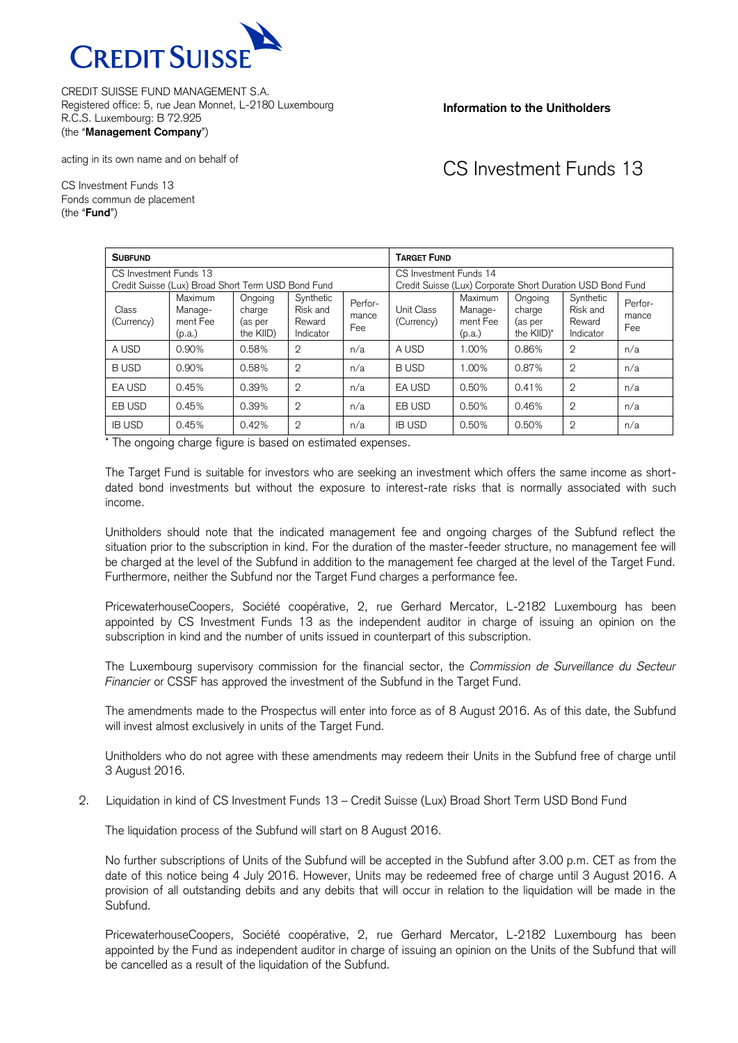CREDIT SUISSE FUND MANAGEMENT S.A.
Registered office: 5, rue Jean Monnet, L-2180 Luxembourg
R.C.S. Luxembourg: B 72.925
(the "**Management Company**")

acting in its own name and on behalf of

CS Investment Funds 13
Fonds commun de placement
(the "**Fund**")

**Information to the Unitholders**

# CS Investment Funds 13

| **SUBFUND** | | | | | **TARGET FUND** | | | | |
|---|---|---|---|---|---|---|---|---|---|
| CS Investment Funds 13 Credit Suisse (Lux) Broad Short Term USD Bond Fund | | | | | CS Investment Funds 14 Credit Suisse (Lux) Corporate Short Duration USD Bond Fund | | | | |
| Class (Currency) | Maximum Management Fee (p.a.) | Ongoing charge (as per the KIID) | Synthetic Risk and Reward Indicator | Performance Fee | Unit Class (Currency) | Maximum Management Fee (p.a.) | Ongoing charge (as per the KIID)* | Synthetic Risk and Reward Indicator | Performance Fee |
| A USD | 0.90% | 0.58% | 2 | n/a | A USD | 1.00% | 0.86% | 2 | n/a |
| B USD | 0.90% | 0.58% | 2 | n/a | B USD | 1.00% | 0.87% | 2 | n/a |
| EA USD | 0.45% | 0.39% | 2 | n/a | EA USD | 0.50% | 0.41% | 2 | n/a |
| EB USD | 0.45% | 0.39% | 2 | n/a | EB USD | 0.50% | 0.46% | 2 | n/a |
| IB USD | 0.45% | 0.42% | 2 | n/a | IB USD | 0.50% | 0.50% | 2 | n/a |

\* The ongoing charge figure is based on estimated expenses.

The Target Fund is suitable for investors who are seeking an investment which offers the same income as short-dated bond investments but without the exposure to interest-rate risks that is normally associated with such income.

Unitholders should note that the indicated management fee and ongoing charges of the Subfund reflect the situation prior to the subscription in kind. For the duration of the master-feeder structure, no management fee will be charged at the level of the Subfund in addition to the management fee charged at the level of the Target Fund. Furthermore, neither the Subfund nor the Target Fund charges a performance fee.

PricewaterhouseCoopers, Société coopérative, 2, rue Gerhard Mercator, L-2182 Luxembourg has been appointed by CS Investment Funds 13 as the independent auditor in charge of issuing an opinion on the subscription in kind and the number of units issued in counterpart of this subscription.

The Luxembourg supervisory commission for the financial sector, the *Commission de Surveillance du Secteur Financier* or CSSF has approved the investment of the Subfund in the Target Fund.

The amendments made to the Prospectus will enter into force as of 8 August 2016. As of this date, the Subfund will invest almost exclusively in units of the Target Fund.

Unitholders who do not agree with these amendments may redeem their Units in the Subfund free of charge until 3 August 2016.

2. Liquidation in kind of CS Investment Funds 13 – Credit Suisse (Lux) Broad Short Term USD Bond Fund

   The liquidation process of the Subfund will start on 8 August 2016.

   No further subscriptions of Units of the Subfund will be accepted in the Subfund after 3.00 p.m. CET as from the date of this notice being 4 July 2016. However, Units may be redeemed free of charge until 3 August 2016. A provision of all outstanding debits and any debits that will occur in relation to the liquidation will be made in the Subfund.

   PricewaterhouseCoopers, Société coopérative, 2, rue Gerhard Mercator, L-2182 Luxembourg has been appointed by the Fund as independent auditor in charge of issuing an opinion on the Units of the Subfund that will be cancelled as a result of the liquidation of the Subfund.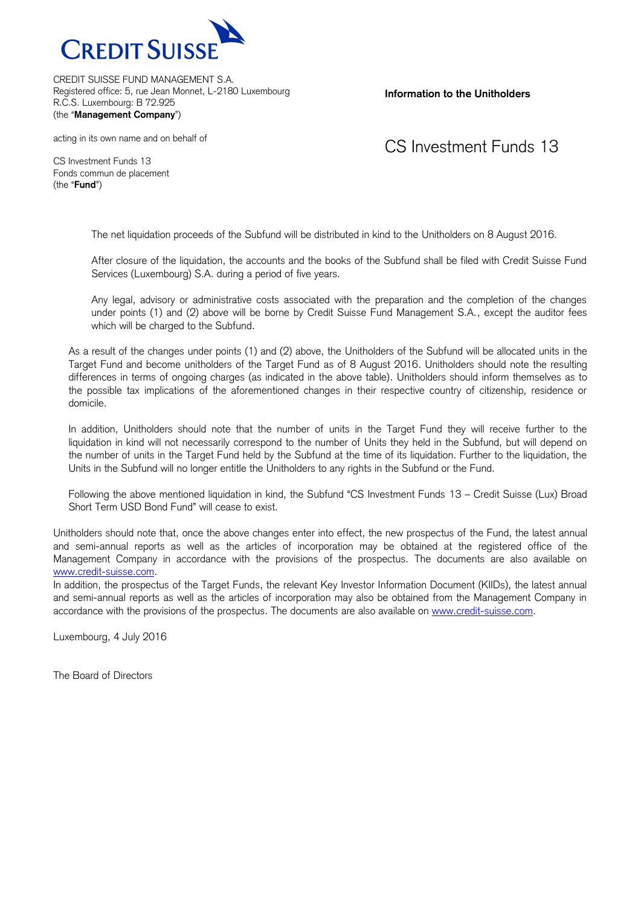CREDIT SUISSE FUND MANAGEMENT S.A.
Registered office: 5, rue Jean Monnet, L-2180 Luxembourg
R.C.S. Luxembourg: B 72.925
(the "**Management Company**")

acting in its own name and on behalf of

CS Investment Funds 13
Fonds commun de placement
(the "**Fund**")

**Information to the Unitholders**

# CS Investment Funds 13

The net liquidation proceeds of the Subfund will be distributed in kind to the Unitholders on 8 August 2016.

After closure of the liquidation, the accounts and the books of the Subfund shall be filed with Credit Suisse Fund Services (Luxembourg) S.A. during a period of five years.

Any legal, advisory or administrative costs associated with the preparation and the completion of the changes under points (1) and (2) above will be borne by Credit Suisse Fund Management S.A., except the auditor fees which will be charged to the Subfund.

As a result of the changes under points (1) and (2) above, the Unitholders of the Subfund will be allocated units in the Target Fund and become unitholders of the Target Fund as of 8 August 2016. Unitholders should note the resulting differences in terms of ongoing charges (as indicated in the above table). Unitholders should inform themselves as to the possible tax implications of the aforementioned changes in their respective country of citizenship, residence or domicile.

In addition, Unitholders should note that the number of units in the Target Fund they will receive further to the liquidation in kind will not necessarily correspond to the number of Units they held in the Subfund, but will depend on the number of units in the Target Fund held by the Subfund at the time of its liquidation. Further to the liquidation, the Units in the Subfund will no longer entitle the Unitholders to any rights in the Subfund or the Fund.

Following the above mentioned liquidation in kind, the Subfund "CS Investment Funds 13 – Credit Suisse (Lux) Broad Short Term USD Bond Fund" will cease to exist.

Unitholders should note that, once the above changes enter into effect, the new prospectus of the Fund, the latest annual and semi-annual reports as well as the articles of incorporation may be obtained at the registered office of the Management Company in accordance with the provisions of the prospectus. The documents are also available on www.credit-suisse.com.
In addition, the prospectus of the Target Funds, the relevant Key Investor Information Document (KIIDs), the latest annual and semi-annual reports as well as the articles of incorporation may also be obtained from the Management Company in accordance with the provisions of the prospectus. The documents are also available on www.credit-suisse.com.

Luxembourg, 4 July 2016

The Board of Directors